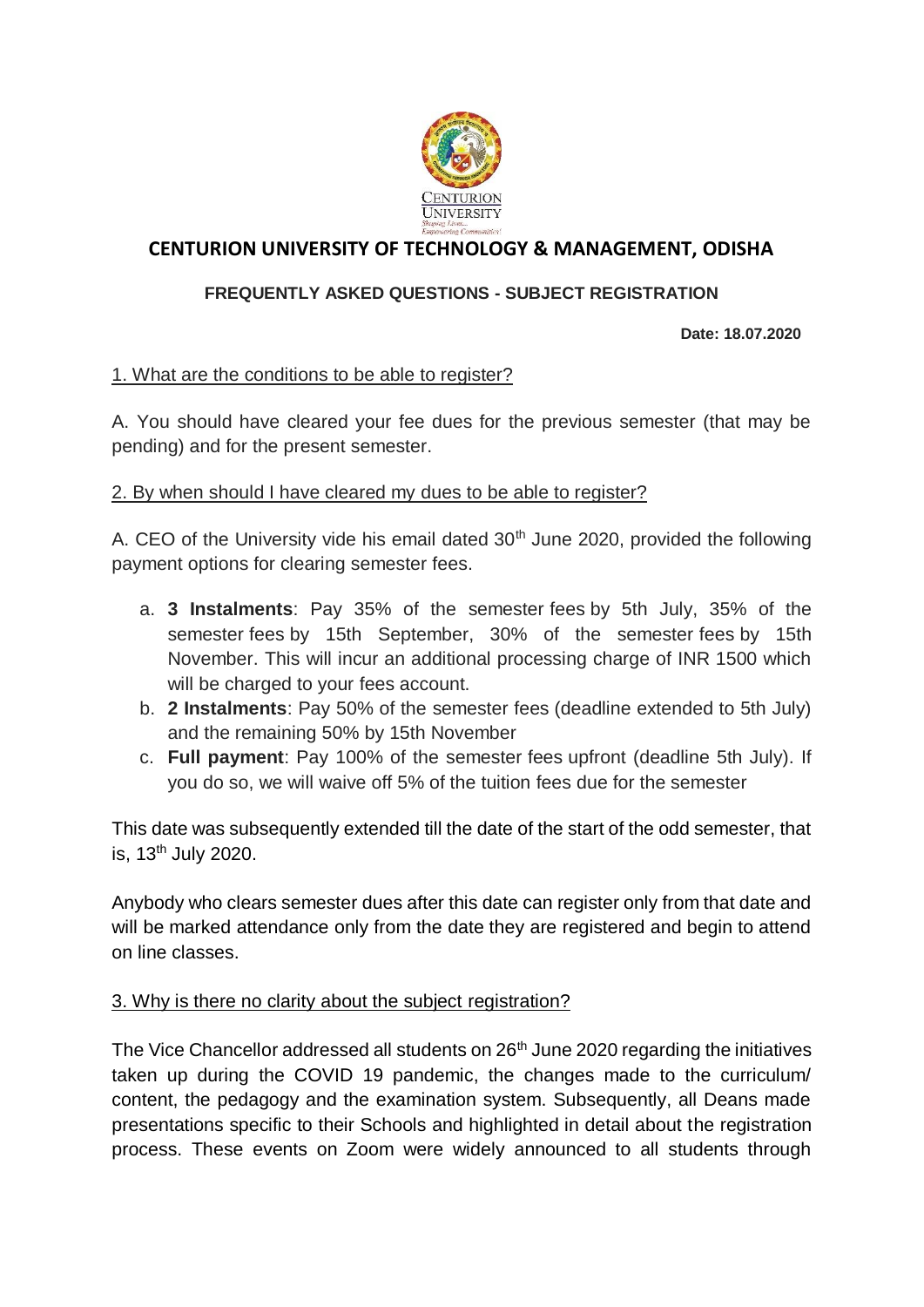# CENTURION UNIVERSITY OF TECHNOLOGY & MANAGEMENT, ODISHA

## FREQUENTLY ASKED QUESTIONS - SUBJECT REGISTRATION

**Date: 18.07.2020**

1. What are the conditions to be able to register?

A. You should have cleared your fee dues for the previous semester (that may be pending) and for the present semester.

2. By when should I have cleared my dues to be able to register?

A. CEO of the University vide his email dated 30th June 2020, provided the following payment options for clearing semester fees.

a. **3 Instalments**: Pay 35% of the semester fees by 5th July, 35% of the semester fees by 15th September, 30% of the semester fees by 15th November. This will incur an additional processing charge of INR 1500 which will be charged to your fees account.
b. **2 Instalments**: Pay 50% of the semester fees (deadline extended to 5th July) and the remaining 50% by 15th November
c. **Full payment**: Pay 100% of the semester fees upfront (deadline 5th July). If you do so, we will waive off 5% of the tuition fees due for the semester

This date was subsequently extended till the date of the start of the odd semester, that is, 13th July 2020.

Anybody who clears semester dues after this date can register only from that date and will be marked attendance only from the date they are registered and begin to attend on line classes.

3. Why is there no clarity about the subject registration?

The Vice Chancellor addressed all students on 26th June 2020 regarding the initiatives taken up during the COVID 19 pandemic, the changes made to the curriculum/ content, the pedagogy and the examination system. Subsequently, all Deans made presentations specific to their Schools and highlighted in detail about the registration process. These events on Zoom were widely announced to all students through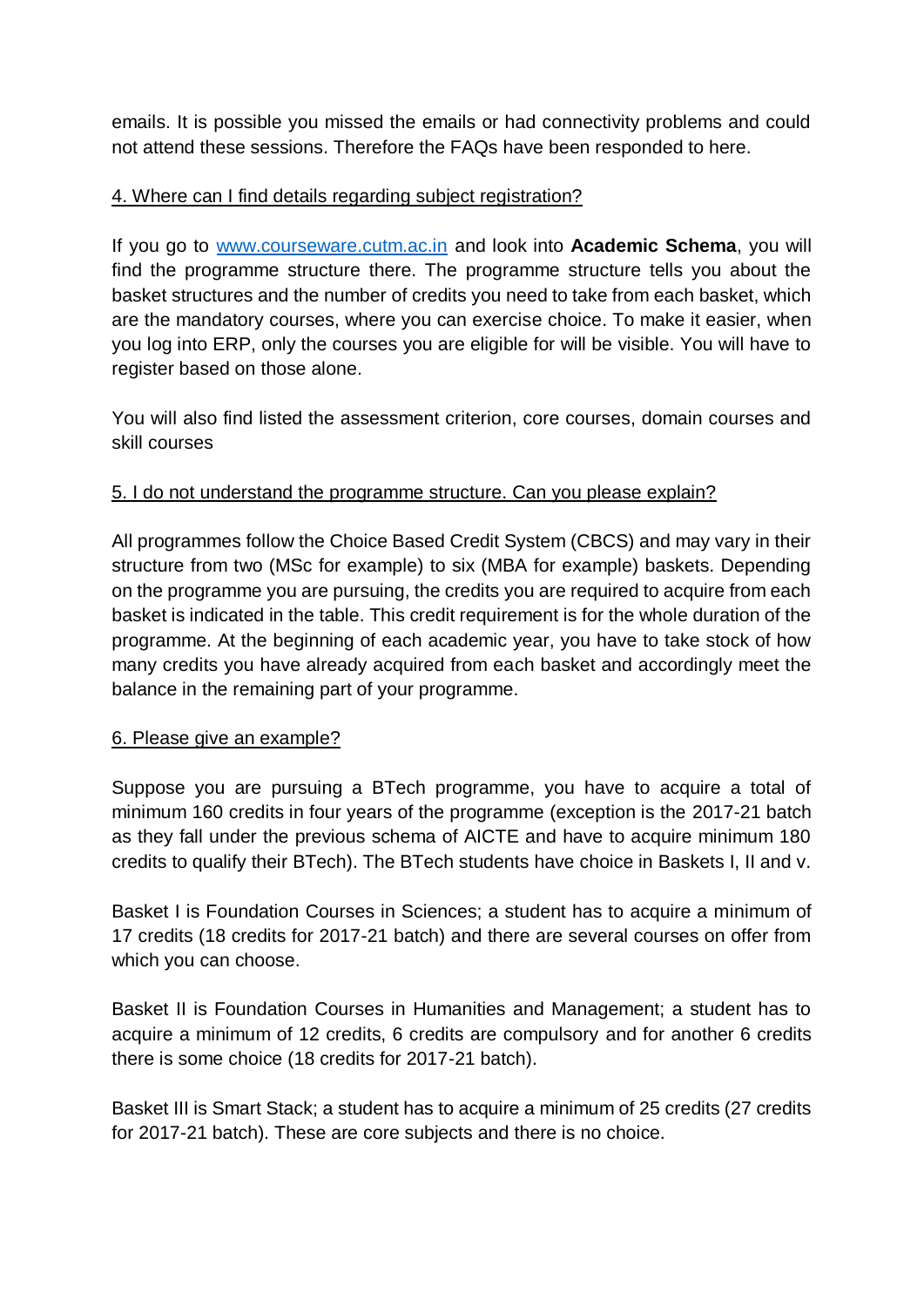emails. It is possible you missed the emails or had connectivity problems and could not attend these sessions. Therefore the FAQs have been responded to here.

4. Where can I find details regarding subject registration?

If you go to [www.courseware.cutm.ac.in](http://www.courseware.cutm.ac.in) and look into **Academic Schema**, you will find the programme structure there. The programme structure tells you about the basket structures and the number of credits you need to take from each basket, which are the mandatory courses, where you can exercise choice. To make it easier, when you log into ERP, only the courses you are eligible for will be visible. You will have to register based on those alone.

You will also find listed the assessment criterion, core courses, domain courses and skill courses

5. I do not understand the programme structure. Can you please explain?

All programmes follow the Choice Based Credit System (CBCS) and may vary in their structure from two (MSc for example) to six (MBA for example) baskets. Depending on the programme you are pursuing, the credits you are required to acquire from each basket is indicated in the table. This credit requirement is for the whole duration of the programme. At the beginning of each academic year, you have to take stock of how many credits you have already acquired from each basket and accordingly meet the balance in the remaining part of your programme.

6. Please give an example?

Suppose you are pursuing a BTech programme, you have to acquire a total of minimum 160 credits in four years of the programme (exception is the 2017-21 batch as they fall under the previous schema of AICTE and have to acquire minimum 180 credits to qualify their BTech). The BTech students have choice in Baskets I, II and v.

Basket I is Foundation Courses in Sciences; a student has to acquire a minimum of 17 credits (18 credits for 2017-21 batch) and there are several courses on offer from which you can choose.

Basket II is Foundation Courses in Humanities and Management; a student has to acquire a minimum of 12 credits, 6 credits are compulsory and for another 6 credits there is some choice (18 credits for 2017-21 batch).

Basket III is Smart Stack; a student has to acquire a minimum of 25 credits (27 credits for 2017-21 batch). These are core subjects and there is no choice.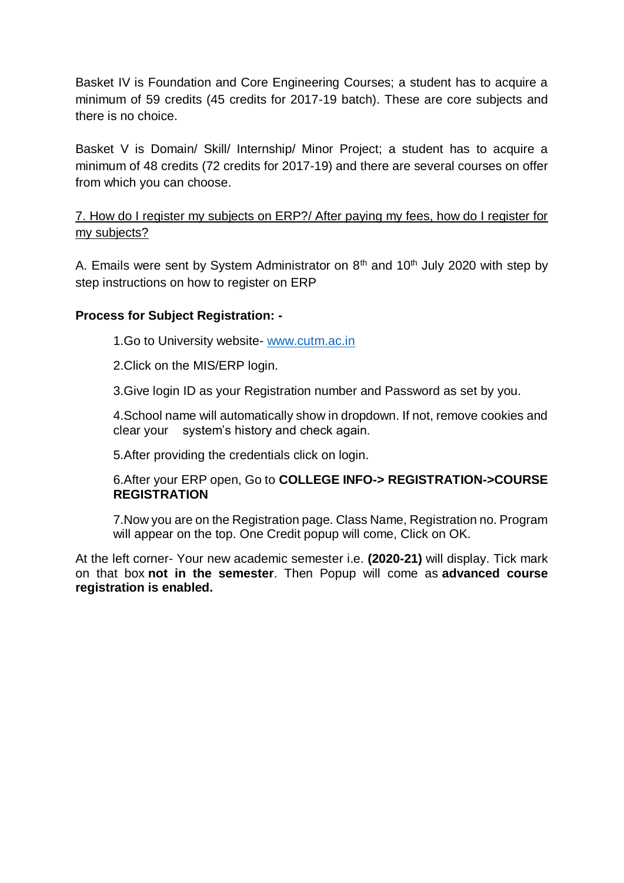Basket IV is Foundation and Core Engineering Courses; a student has to acquire a minimum of 59 credits (45 credits for 2017-19 batch). These are core subjects and there is no choice.

Basket V is Domain/ Skill/ Internship/ Minor Project; a student has to acquire a minimum of 48 credits (72 credits for 2017-19) and there are several courses on offer from which you can choose.

7. How do I register my subjects on ERP?/ After paying my fees, how do I register for my subjects?

A. Emails were sent by System Administrator on 8th and 10th July 2020 with step by step instructions on how to register on ERP

**Process for Subject Registration: -**

1. Go to University website- [www.cutm.ac.in](http://www.cutm.ac.in)

2. Click on the MIS/ERP login.

3. Give login ID as your Registration number and Password as set by you.

4. School name will automatically show in dropdown. If not, remove cookies and clear your system's history and check again.

5. After providing the credentials click on login.

6. After your ERP open, Go to **COLLEGE INFO-> REGISTRATION->COURSE REGISTRATION**

7. Now you are on the Registration page. Class Name, Registration no. Program will appear on the top. One Credit popup will come, Click on OK.

At the left corner- Your new academic semester i.e. **(2020-21)** will display. Tick mark on that box **not in the semester**. Then Popup will come as **advanced course registration is enabled.**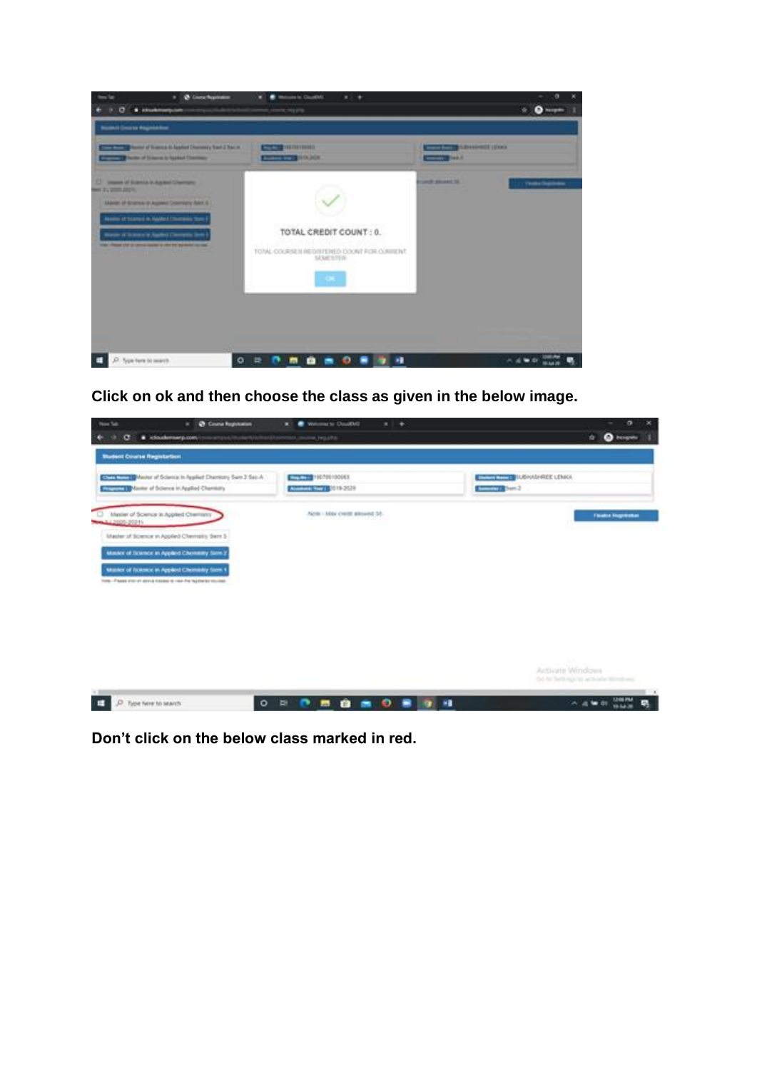**Click on ok and then choose the class as given in the below image.**

**Don’t click on the below class marked in red.**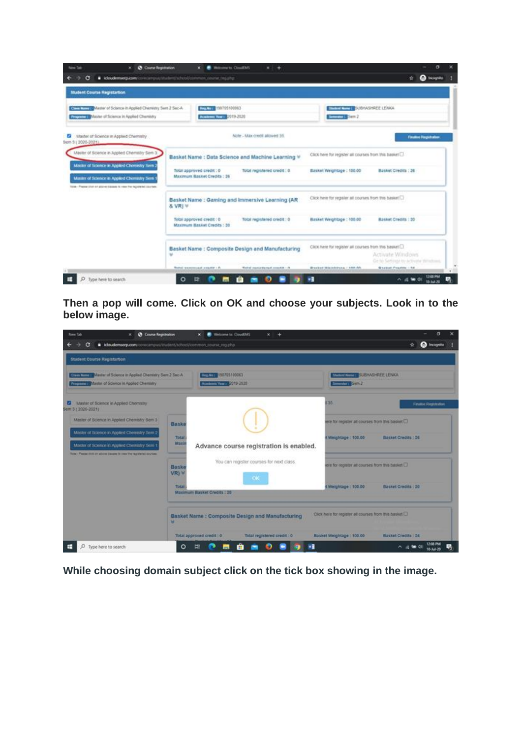Then a pop will come. Click on OK and choose your subjects. Look in to the below image.

While choosing domain subject click on the tick box showing in the image.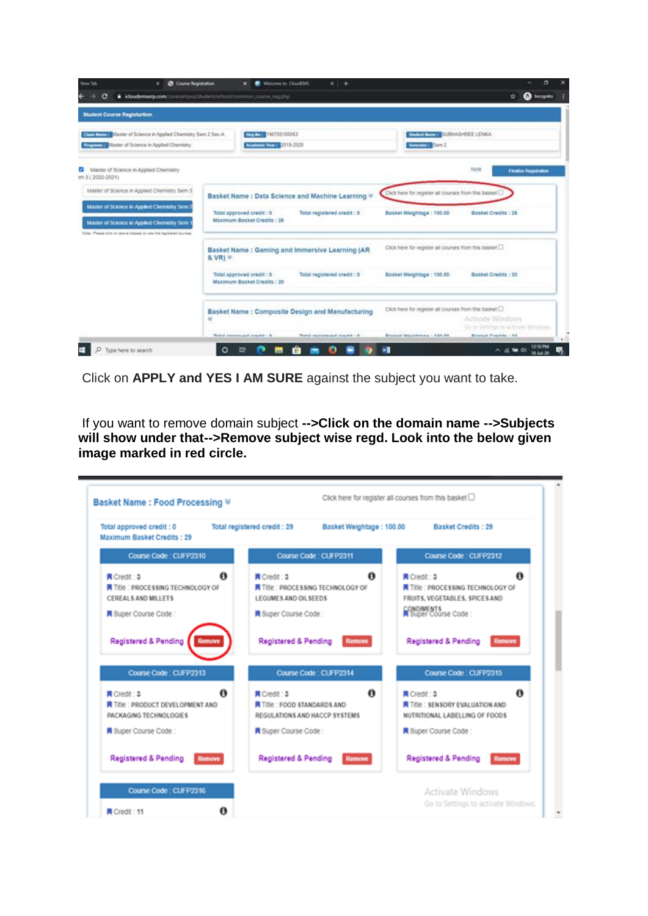Click on **APPLY and YES I AM SURE** against the subject you want to take.

If you want to remove domain subject **-->Click on the domain name -->Subjects will show under that-->Remove subject wise regd. Look into the below given image marked in red circle.**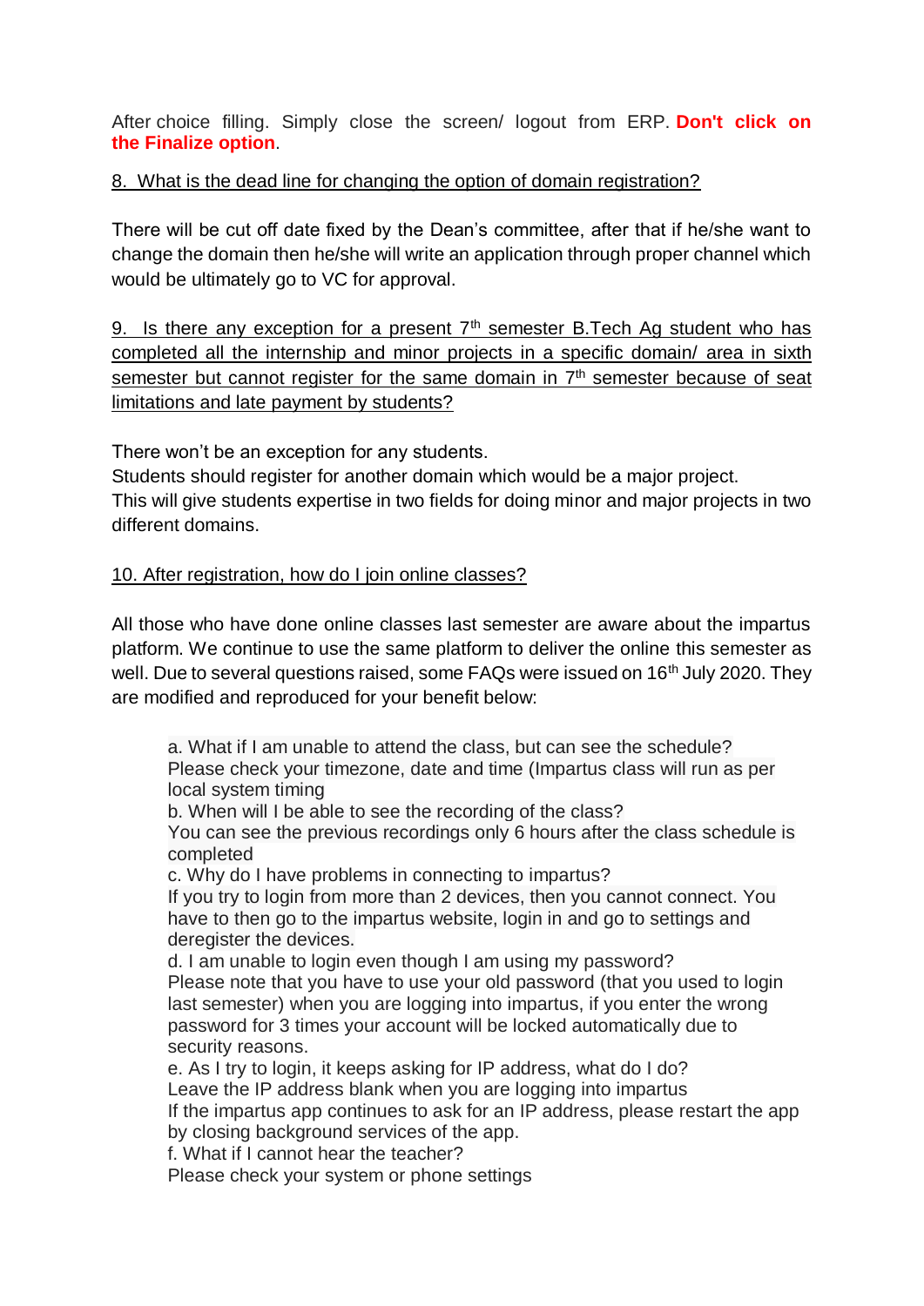After choice filling. Simply close the screen/ logout from ERP. **Don't click on the Finalize option**.

8. What is the dead line for changing the option of domain registration?

There will be cut off date fixed by the Dean's committee, after that if he/she want to change the domain then he/she will write an application through proper channel which would be ultimately go to VC for approval.

9. Is there any exception for a present 7th semester B.Tech Ag student who has completed all the internship and minor projects in a specific domain/ area in sixth semester but cannot register for the same domain in 7th semester because of seat limitations and late payment by students?

There won't be an exception for any students.
Students should register for another domain which would be a major project.
This will give students expertise in two fields for doing minor and major projects in two different domains.

10. After registration, how do I join online classes?

All those who have done online classes last semester are aware about the impartus platform. We continue to use the same platform to deliver the online this semester as well. Due to several questions raised, some FAQs were issued on 16th July 2020. They are modified and reproduced for your benefit below:

a. What if I am unable to attend the class, but can see the schedule?
Please check your timezone, date and time (Impartus class will run as per local system timing
b. When will I be able to see the recording of the class?
You can see the previous recordings only 6 hours after the class schedule is completed
c. Why do I have problems in connecting to impartus?
If you try to login from more than 2 devices, then you cannot connect. You have to then go to the impartus website, login in and go to settings and deregister the devices.
d. I am unable to login even though I am using my password?
Please note that you have to use your old password (that you used to login last semester) when you are logging into impartus, if you enter the wrong password for 3 times your account will be locked automatically due to security reasons.
e. As I try to login, it keeps asking for IP address, what do I do?
Leave the IP address blank when you are logging into impartus
If the impartus app continues to ask for an IP address, please restart the app by closing background services of the app.
f. What if I cannot hear the teacher?
Please check your system or phone settings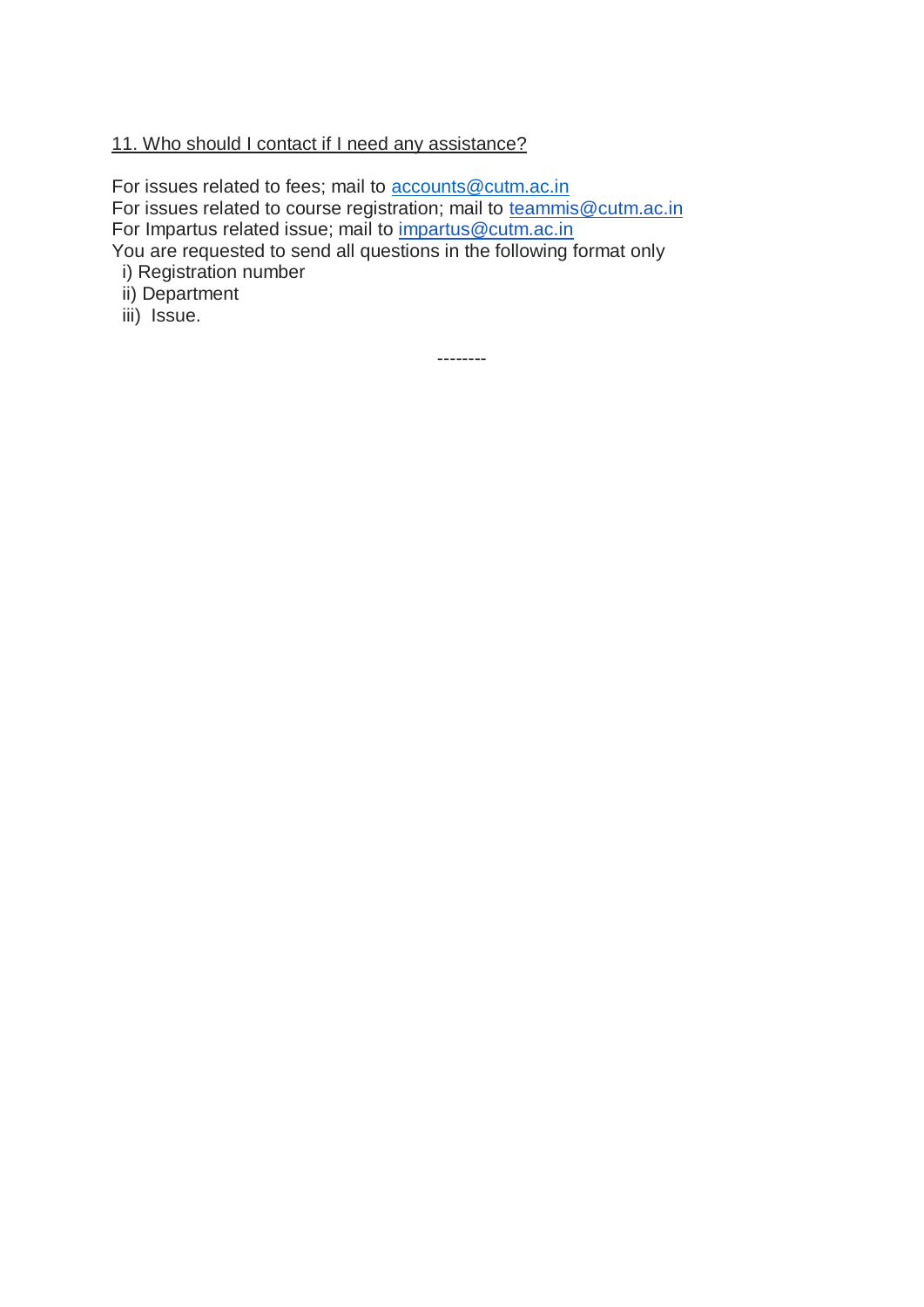11. Who should I contact if I need any assistance?

For issues related to fees; mail to accounts@cutm.ac.in
For issues related to course registration; mail to teammis@cutm.ac.in
For Impartus related issue; mail to impartus@cutm.ac.in
You are requested to send all questions in the following format only

i) Registration number
ii) Department
iii) Issue.

--------